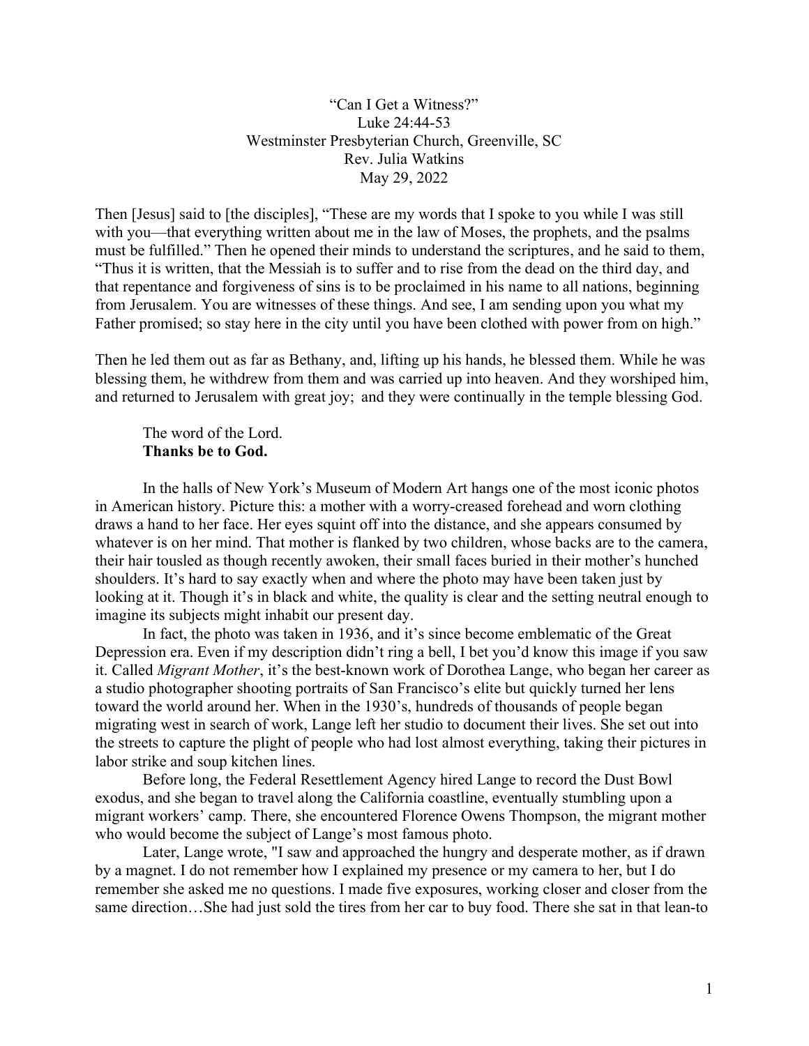“Can I Get a Witness?”
Luke 24:44-53
Westminster Presbyterian Church, Greenville, SC
Rev. Julia Watkins
May 29, 2022

Then [Jesus] said to [the disciples], “These are my words that I spoke to you while I was still with you—that everything written about me in the law of Moses, the prophets, and the psalms must be fulfilled.” Then he opened their minds to understand the scriptures, and he said to them, “Thus it is written, that the Messiah is to suffer and to rise from the dead on the third day, and that repentance and forgiveness of sins is to be proclaimed in his name to all nations, beginning from Jerusalem. You are witnesses of these things. And see, I am sending upon you what my Father promised; so stay here in the city until you have been clothed with power from on high.”

Then he led them out as far as Bethany, and, lifting up his hands, he blessed them. While he was blessing them, he withdrew from them and was carried up into heaven. And they worshiped him, and returned to Jerusalem with great joy; and they were continually in the temple blessing God.

The word of the Lord.
**Thanks be to God.**

In the halls of New York’s Museum of Modern Art hangs one of the most iconic photos in American history. Picture this: a mother with a worry-creased forehead and worn clothing draws a hand to her face. Her eyes squint off into the distance, and she appears consumed by whatever is on her mind. That mother is flanked by two children, whose backs are to the camera, their hair tousled as though recently awoken, their small faces buried in their mother’s hunched shoulders. It’s hard to say exactly when and where the photo may have been taken just by looking at it. Though it’s in black and white, the quality is clear and the setting neutral enough to imagine its subjects might inhabit our present day.

In fact, the photo was taken in 1936, and it’s since become emblematic of the Great Depression era. Even if my description didn’t ring a bell, I bet you’d know this image if you saw it. Called *Migrant Mother*, it’s the best-known work of Dorothea Lange, who began her career as a studio photographer shooting portraits of San Francisco’s elite but quickly turned her lens toward the world around her. When in the 1930’s, hundreds of thousands of people began migrating west in search of work, Lange left her studio to document their lives. She set out into the streets to capture the plight of people who had lost almost everything, taking their pictures in labor strike and soup kitchen lines.

Before long, the Federal Resettlement Agency hired Lange to record the Dust Bowl exodus, and she began to travel along the California coastline, eventually stumbling upon a migrant workers’ camp. There, she encountered Florence Owens Thompson, the migrant mother who would become the subject of Lange’s most famous photo.

Later, Lange wrote, "I saw and approached the hungry and desperate mother, as if drawn by a magnet. I do not remember how I explained my presence or my camera to her, but I do remember she asked me no questions. I made five exposures, working closer and closer from the same direction…She had just sold the tires from her car to buy food. There she sat in that lean-to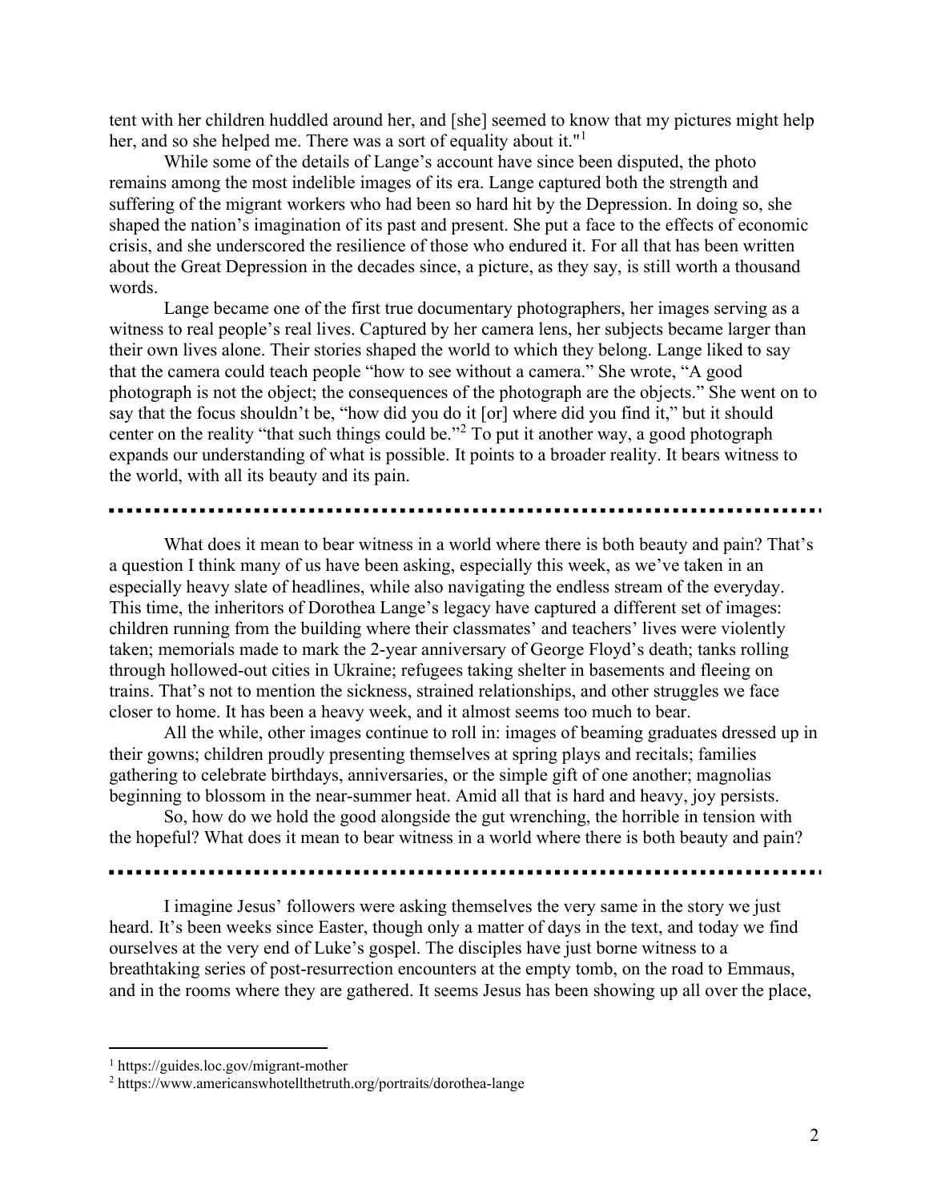tent with her children huddled around her, and [she] seemed to know that my pictures might help her, and so she helped me. There was a sort of equality about it."[1]

While some of the details of Lange's account have since been disputed, the photo remains among the most indelible images of its era. Lange captured both the strength and suffering of the migrant workers who had been so hard hit by the Depression. In doing so, she shaped the nation's imagination of its past and present. She put a face to the effects of economic crisis, and she underscored the resilience of those who endured it. For all that has been written about the Great Depression in the decades since, a picture, as they say, is still worth a thousand words.

Lange became one of the first true documentary photographers, her images serving as a witness to real people's real lives. Captured by her camera lens, her subjects became larger than their own lives alone. Their stories shaped the world to which they belong. Lange liked to say that the camera could teach people "how to see without a camera." She wrote, "A good photograph is not the object; the consequences of the photograph are the objects." She went on to say that the focus shouldn't be, "how did you do it [or] where did you find it," but it should center on the reality "that such things could be."[2] To put it another way, a good photograph expands our understanding of what is possible. It points to a broader reality. It bears witness to the world, with all its beauty and its pain.

---

What does it mean to bear witness in a world where there is both beauty and pain? That's a question I think many of us have been asking, especially this week, as we've taken in an especially heavy slate of headlines, while also navigating the endless stream of the everyday. This time, the inheritors of Dorothea Lange's legacy have captured a different set of images: children running from the building where their classmates' and teachers' lives were violently taken; memorials made to mark the 2-year anniversary of George Floyd's death; tanks rolling through hollowed-out cities in Ukraine; refugees taking shelter in basements and fleeing on trains. That's not to mention the sickness, strained relationships, and other struggles we face closer to home. It has been a heavy week, and it almost seems too much to bear.

All the while, other images continue to roll in: images of beaming graduates dressed up in their gowns; children proudly presenting themselves at spring plays and recitals; families gathering to celebrate birthdays, anniversaries, or the simple gift of one another; magnolias beginning to blossom in the near-summer heat. Amid all that is hard and heavy, joy persists.

So, how do we hold the good alongside the gut wrenching, the horrible in tension with the hopeful? What does it mean to bear witness in a world where there is both beauty and pain?

---

I imagine Jesus' followers were asking themselves the very same in the story we just heard. It's been weeks since Easter, though only a matter of days in the text, and today we find ourselves at the very end of Luke's gospel. The disciples have just borne witness to a breathtaking series of post-resurrection encounters at the empty tomb, on the road to Emmaus, and in the rooms where they are gathered. It seems Jesus has been showing up all over the place,

---

[1] https://guides.loc.gov/migrant-mother

[2] https://www.americanswhotellthetruth.org/portraits/dorothea-lange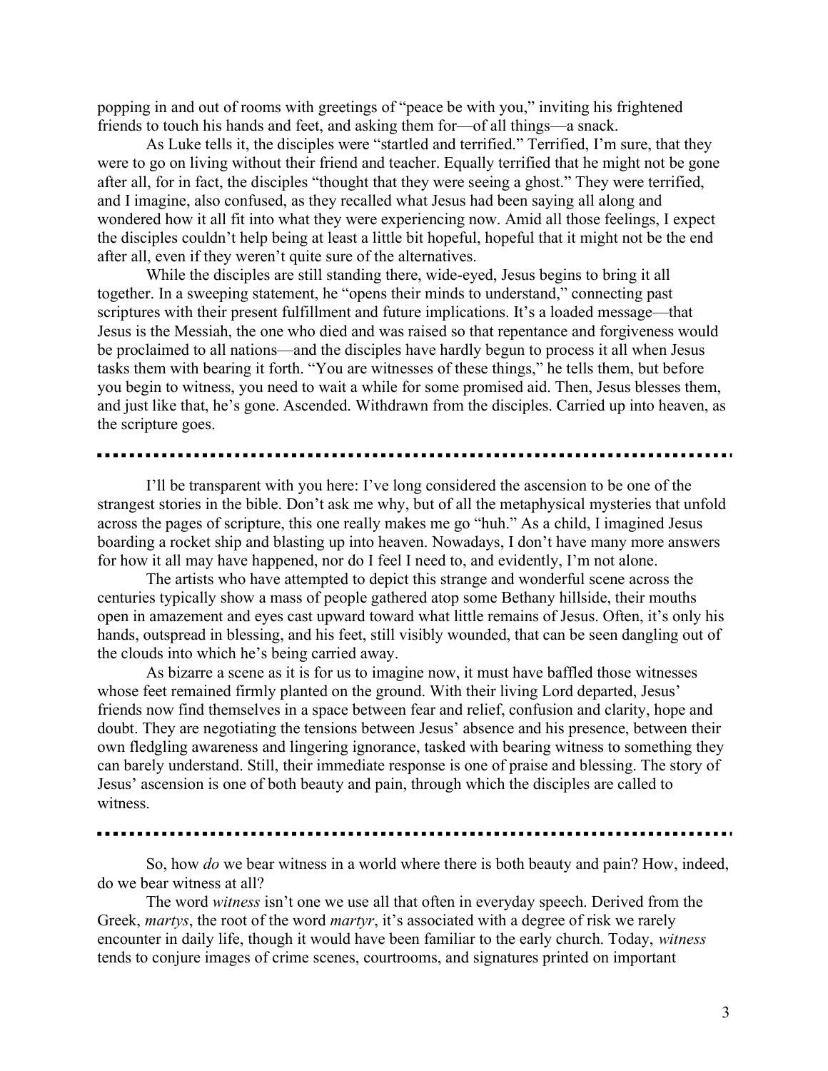popping in and out of rooms with greetings of "peace be with you," inviting his frightened friends to touch his hands and feet, and asking them for—of all things—a snack.

As Luke tells it, the disciples were "startled and terrified." Terrified, I'm sure, that they were to go on living without their friend and teacher. Equally terrified that he might not be gone after all, for in fact, the disciples "thought that they were seeing a ghost." They were terrified, and I imagine, also confused, as they recalled what Jesus had been saying all along and wondered how it all fit into what they were experiencing now. Amid all those feelings, I expect the disciples couldn't help being at least a little bit hopeful, hopeful that it might not be the end after all, even if they weren't quite sure of the alternatives.

While the disciples are still standing there, wide-eyed, Jesus begins to bring it all together. In a sweeping statement, he "opens their minds to understand," connecting past scriptures with their present fulfillment and future implications. It's a loaded message—that Jesus is the Messiah, the one who died and was raised so that repentance and forgiveness would be proclaimed to all nations—and the disciples have hardly begun to process it all when Jesus tasks them with bearing it forth. "You are witnesses of these things," he tells them, but before you begin to witness, you need to wait a while for some promised aid. Then, Jesus blesses them, and just like that, he's gone. Ascended. Withdrawn from the disciples. Carried up into heaven, as the scripture goes.

---

I'll be transparent with you here: I've long considered the ascension to be one of the strangest stories in the bible. Don't ask me why, but of all the metaphysical mysteries that unfold across the pages of scripture, this one really makes me go "huh." As a child, I imagined Jesus boarding a rocket ship and blasting up into heaven. Nowadays, I don't have many more answers for how it all may have happened, nor do I feel I need to, and evidently, I'm not alone.

The artists who have attempted to depict this strange and wonderful scene across the centuries typically show a mass of people gathered atop some Bethany hillside, their mouths open in amazement and eyes cast upward toward what little remains of Jesus. Often, it's only his hands, outspread in blessing, and his feet, still visibly wounded, that can be seen dangling out of the clouds into which he's being carried away.

As bizarre a scene as it is for us to imagine now, it must have baffled those witnesses whose feet remained firmly planted on the ground. With their living Lord departed, Jesus' friends now find themselves in a space between fear and relief, confusion and clarity, hope and doubt. They are negotiating the tensions between Jesus' absence and his presence, between their own fledgling awareness and lingering ignorance, tasked with bearing witness to something they can barely understand. Still, their immediate response is one of praise and blessing. The story of Jesus' ascension is one of both beauty and pain, through which the disciples are called to witness.

---

So, how *do* we bear witness in a world where there is both beauty and pain? How, indeed, do we bear witness at all?

The word *witness* isn't one we use all that often in everyday speech. Derived from the Greek, *martys*, the root of the word *martyr*, it's associated with a degree of risk we rarely encounter in daily life, though it would have been familiar to the early church. Today, *witness* tends to conjure images of crime scenes, courtrooms, and signatures printed on important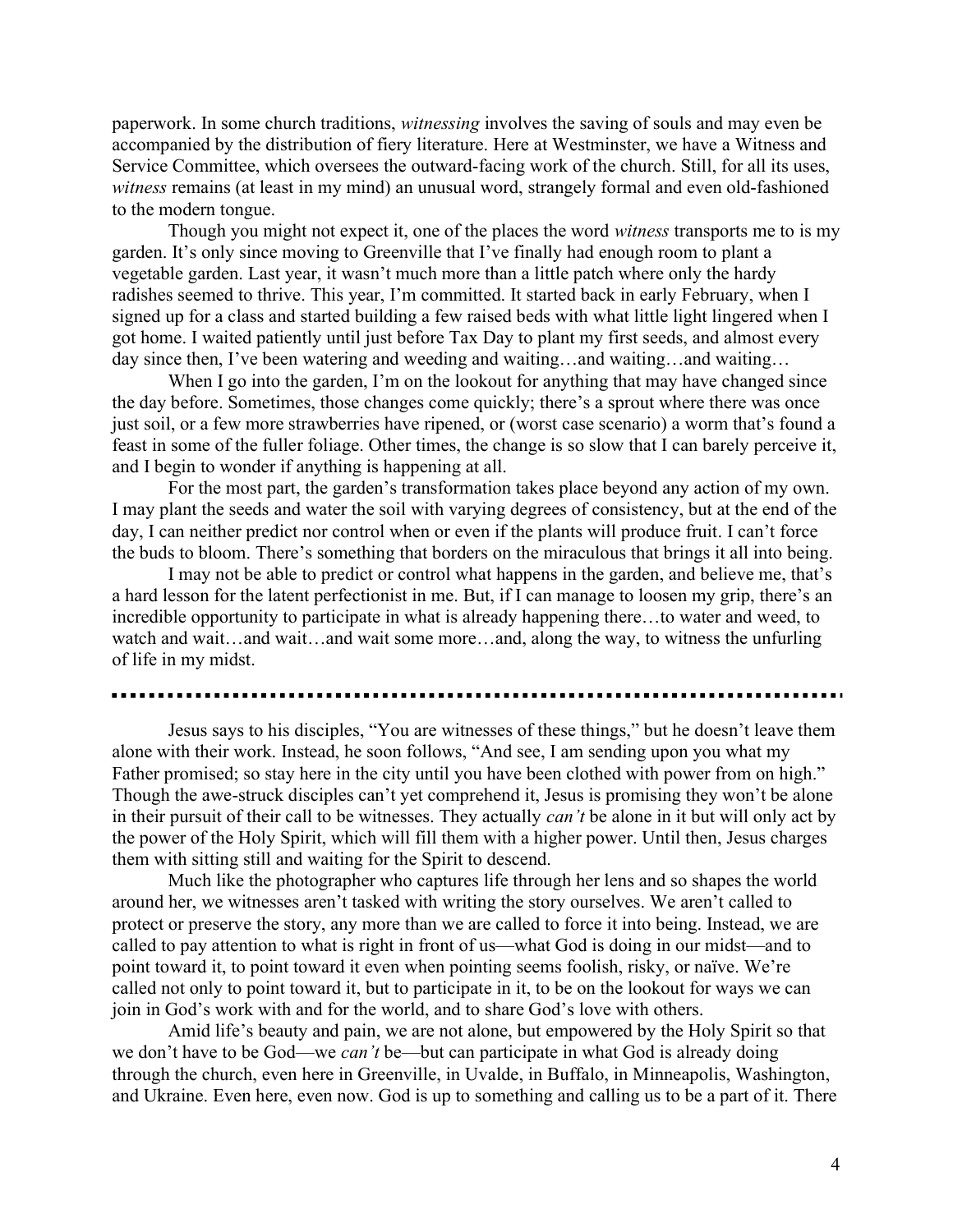paperwork. In some church traditions, *witnessing* involves the saving of souls and may even be accompanied by the distribution of fiery literature. Here at Westminster, we have a Witness and Service Committee, which oversees the outward-facing work of the church. Still, for all its uses, *witness* remains (at least in my mind) an unusual word, strangely formal and even old-fashioned to the modern tongue.

Though you might not expect it, one of the places the word *witness* transports me to is my garden. It's only since moving to Greenville that I've finally had enough room to plant a vegetable garden. Last year, it wasn't much more than a little patch where only the hardy radishes seemed to thrive. This year, I'm committed. It started back in early February, when I signed up for a class and started building a few raised beds with what little light lingered when I got home. I waited patiently until just before Tax Day to plant my first seeds, and almost every day since then, I've been watering and weeding and waiting…and waiting…and waiting…

When I go into the garden, I'm on the lookout for anything that may have changed since the day before. Sometimes, those changes come quickly; there's a sprout where there was once just soil, or a few more strawberries have ripened, or (worst case scenario) a worm that's found a feast in some of the fuller foliage. Other times, the change is so slow that I can barely perceive it, and I begin to wonder if anything is happening at all.

For the most part, the garden's transformation takes place beyond any action of my own. I may plant the seeds and water the soil with varying degrees of consistency, but at the end of the day, I can neither predict nor control when or even if the plants will produce fruit. I can't force the buds to bloom. There's something that borders on the miraculous that brings it all into being.

I may not be able to predict or control what happens in the garden, and believe me, that's a hard lesson for the latent perfectionist in me. But, if I can manage to loosen my grip, there's an incredible opportunity to participate in what is already happening there…to water and weed, to watch and wait…and wait…and wait some more…and, along the way, to witness the unfurling of life in my midst.

---

Jesus says to his disciples, "You are witnesses of these things," but he doesn't leave them alone with their work. Instead, he soon follows, "And see, I am sending upon you what my Father promised; so stay here in the city until you have been clothed with power from on high." Though the awe-struck disciples can't yet comprehend it, Jesus is promising they won't be alone in their pursuit of their call to be witnesses. They actually *can't* be alone in it but will only act by the power of the Holy Spirit, which will fill them with a higher power. Until then, Jesus charges them with sitting still and waiting for the Spirit to descend.

Much like the photographer who captures life through her lens and so shapes the world around her, we witnesses aren't tasked with writing the story ourselves. We aren't called to protect or preserve the story, any more than we are called to force it into being. Instead, we are called to pay attention to what is right in front of us—what God is doing in our midst—and to point toward it, to point toward it even when pointing seems foolish, risky, or naïve. We're called not only to point toward it, but to participate in it, to be on the lookout for ways we can join in God's work with and for the world, and to share God's love with others.

Amid life's beauty and pain, we are not alone, but empowered by the Holy Spirit so that we don't have to be God—we *can't* be—but can participate in what God is already doing through the church, even here in Greenville, in Uvalde, in Buffalo, in Minneapolis, Washington, and Ukraine. Even here, even now. God is up to something and calling us to be a part of it. There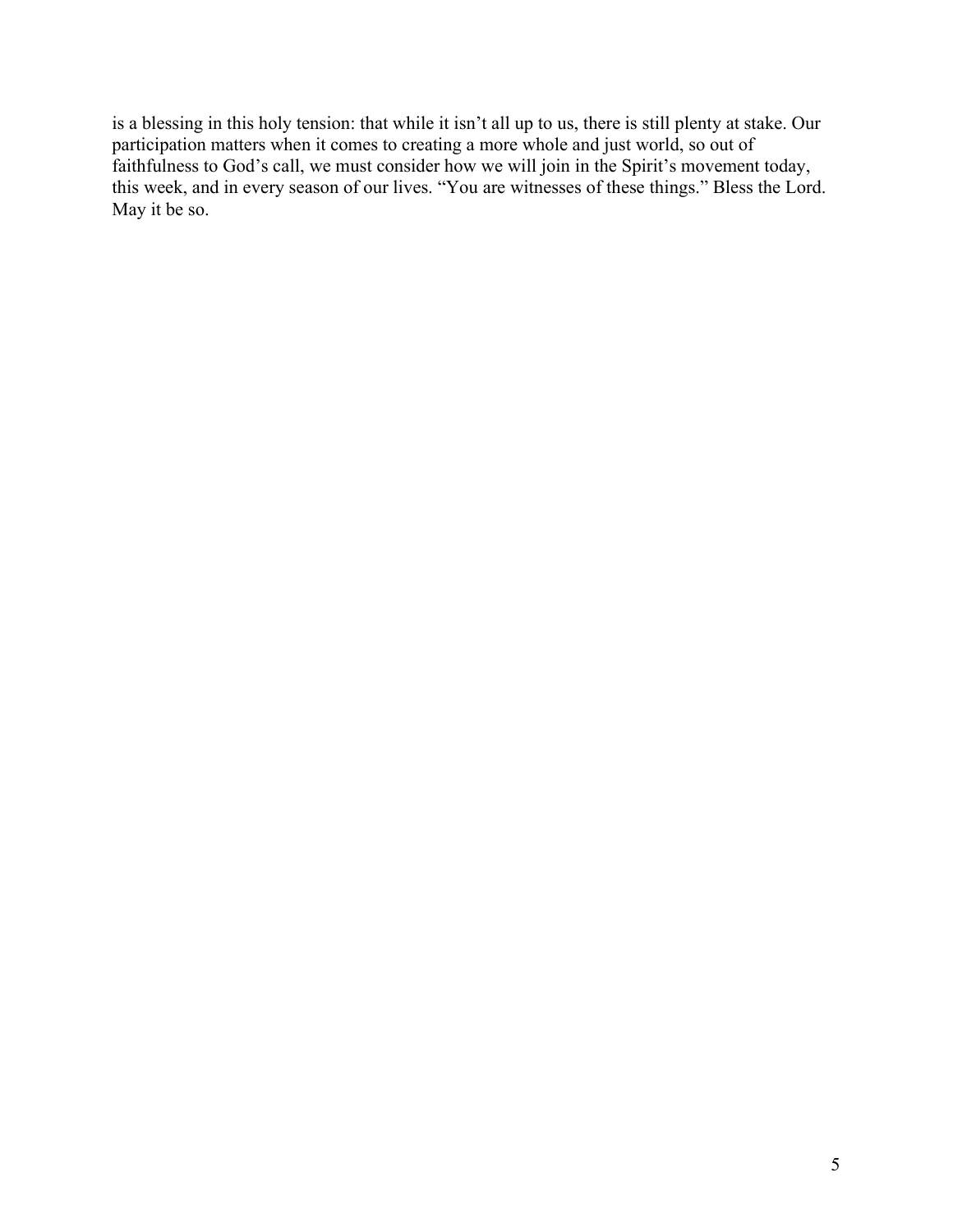is a blessing in this holy tension: that while it isn't all up to us, there is still plenty at stake. Our participation matters when it comes to creating a more whole and just world, so out of faithfulness to God's call, we must consider how we will join in the Spirit's movement today, this week, and in every season of our lives. "You are witnesses of these things." Bless the Lord. May it be so.